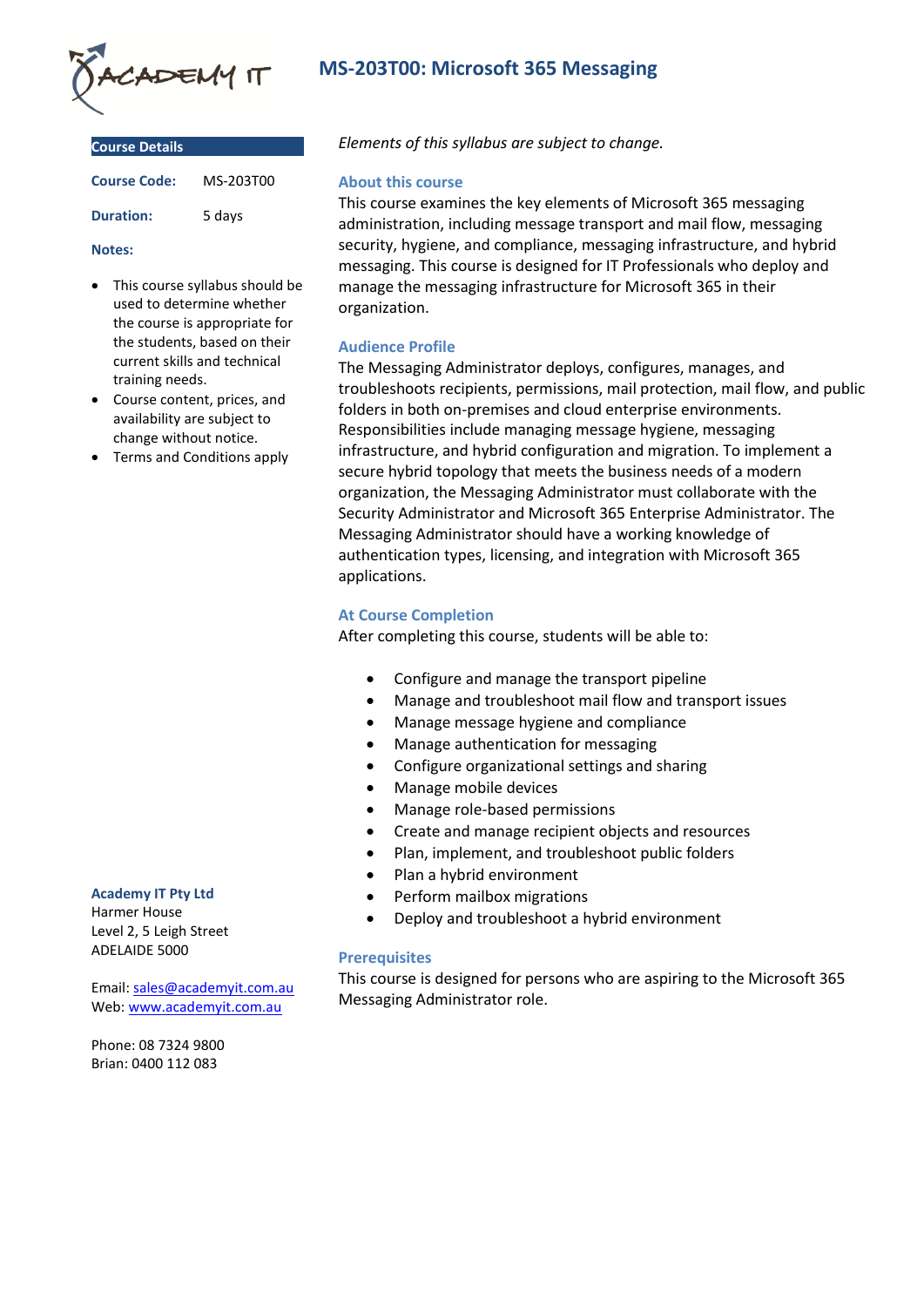# MS-203T00: Microsoft 365 Messaging

## Course Details

| | |
|---|---|
| **Course Code:** | MS-203T00 |
| **Duration:** | 5 days |

**Notes:**

- This course syllabus should be used to determine whether the course is appropriate for the students, based on their current skills and technical training needs.
- Course content, prices, and availability are subject to change without notice.
- Terms and Conditions apply

*Elements of this syllabus are subject to change.*

### About this course

This course examines the key elements of Microsoft 365 messaging administration, including message transport and mail flow, messaging security, hygiene, and compliance, messaging infrastructure, and hybrid messaging. This course is designed for IT Professionals who deploy and manage the messaging infrastructure for Microsoft 365 in their organization.

### Audience Profile

The Messaging Administrator deploys, configures, manages, and troubleshoots recipients, permissions, mail protection, mail flow, and public folders in both on-premises and cloud enterprise environments. Responsibilities include managing message hygiene, messaging infrastructure, and hybrid configuration and migration. To implement a secure hybrid topology that meets the business needs of a modern organization, the Messaging Administrator must collaborate with the Security Administrator and Microsoft 365 Enterprise Administrator. The Messaging Administrator should have a working knowledge of authentication types, licensing, and integration with Microsoft 365 applications.

### At Course Completion

After completing this course, students will be able to:

- Configure and manage the transport pipeline
- Manage and troubleshoot mail flow and transport issues
- Manage message hygiene and compliance
- Manage authentication for messaging
- Configure organizational settings and sharing
- Manage mobile devices
- Manage role-based permissions
- Create and manage recipient objects and resources
- Plan, implement, and troubleshoot public folders
- Plan a hybrid environment
- Perform mailbox migrations
- Deploy and troubleshoot a hybrid environment

### Prerequisites

This course is designed for persons who are aspiring to the Microsoft 365 Messaging Administrator role.

**Academy IT Pty Ltd**
Harmer House
Level 2, 5 Leigh Street
ADELAIDE 5000

Email: sales@academyit.com.au
Web: www.academyit.com.au

Phone: 08 7324 9800
Brian: 0400 112 083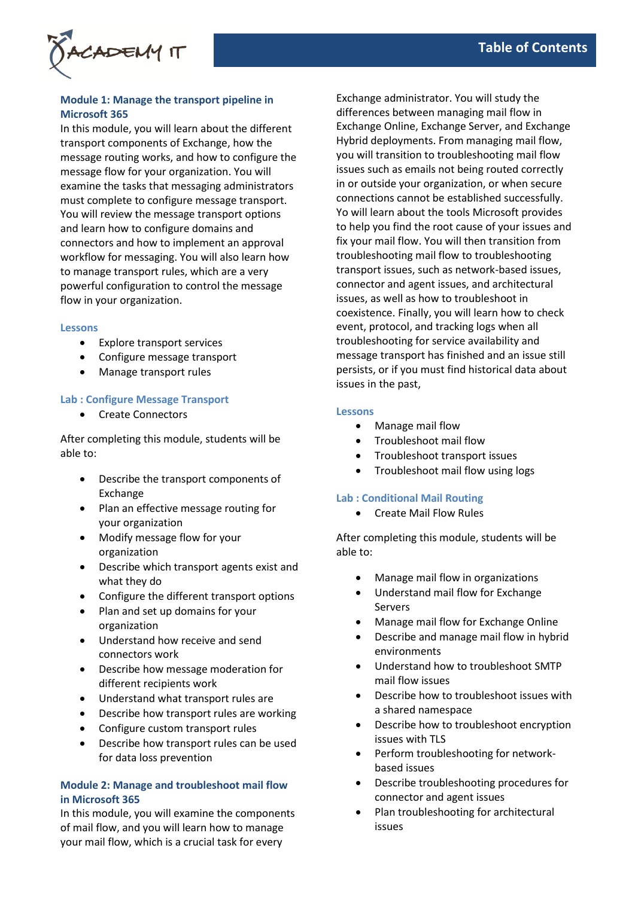## Module 1: Manage the transport pipeline in Microsoft 365

In this module, you will learn about the different transport components of Exchange, how the message routing works, and how to configure the message flow for your organization. You will examine the tasks that messaging administrators must complete to configure message transport. You will review the message transport options and learn how to configure domains and connectors and how to implement an approval workflow for messaging. You will also learn how to manage transport rules, which are a very powerful configuration to control the message flow in your organization.

### Lessons

- Explore transport services
- Configure message transport
- Manage transport rules

### Lab : Configure Message Transport

- Create Connectors

After completing this module, students will be able to:

- Describe the transport components of Exchange
- Plan an effective message routing for your organization
- Modify message flow for your organization
- Describe which transport agents exist and what they do
- Configure the different transport options
- Plan and set up domains for your organization
- Understand how receive and send connectors work
- Describe how message moderation for different recipients work
- Understand what transport rules are
- Describe how transport rules are working
- Configure custom transport rules
- Describe how transport rules can be used for data loss prevention

## Module 2: Manage and troubleshoot mail flow in Microsoft 365

In this module, you will examine the components of mail flow, and you will learn how to manage your mail flow, which is a crucial task for every Exchange administrator. You will study the differences between managing mail flow in Exchange Online, Exchange Server, and Exchange Hybrid deployments. From managing mail flow, you will transition to troubleshooting mail flow issues such as emails not being routed correctly in or outside your organization, or when secure connections cannot be established successfully. Yo will learn about the tools Microsoft provides to help you find the root cause of your issues and fix your mail flow. You will then transition from troubleshooting mail flow to troubleshooting transport issues, such as network-based issues, connector and agent issues, and architectural issues, as well as how to troubleshoot in coexistence. Finally, you will learn how to check event, protocol, and tracking logs when all troubleshooting for service availability and message transport has finished and an issue still persists, or if you must find historical data about issues in the past,

### Lessons

- Manage mail flow
- Troubleshoot mail flow
- Troubleshoot transport issues
- Troubleshoot mail flow using logs

### Lab : Conditional Mail Routing

- Create Mail Flow Rules

After completing this module, students will be able to:

- Manage mail flow in organizations
- Understand mail flow for Exchange Servers
- Manage mail flow for Exchange Online
- Describe and manage mail flow in hybrid environments
- Understand how to troubleshoot SMTP mail flow issues
- Describe how to troubleshoot issues with a shared namespace
- Describe how to troubleshoot encryption issues with TLS
- Perform troubleshooting for network-based issues
- Describe troubleshooting procedures for connector and agent issues
- Plan troubleshooting for architectural issues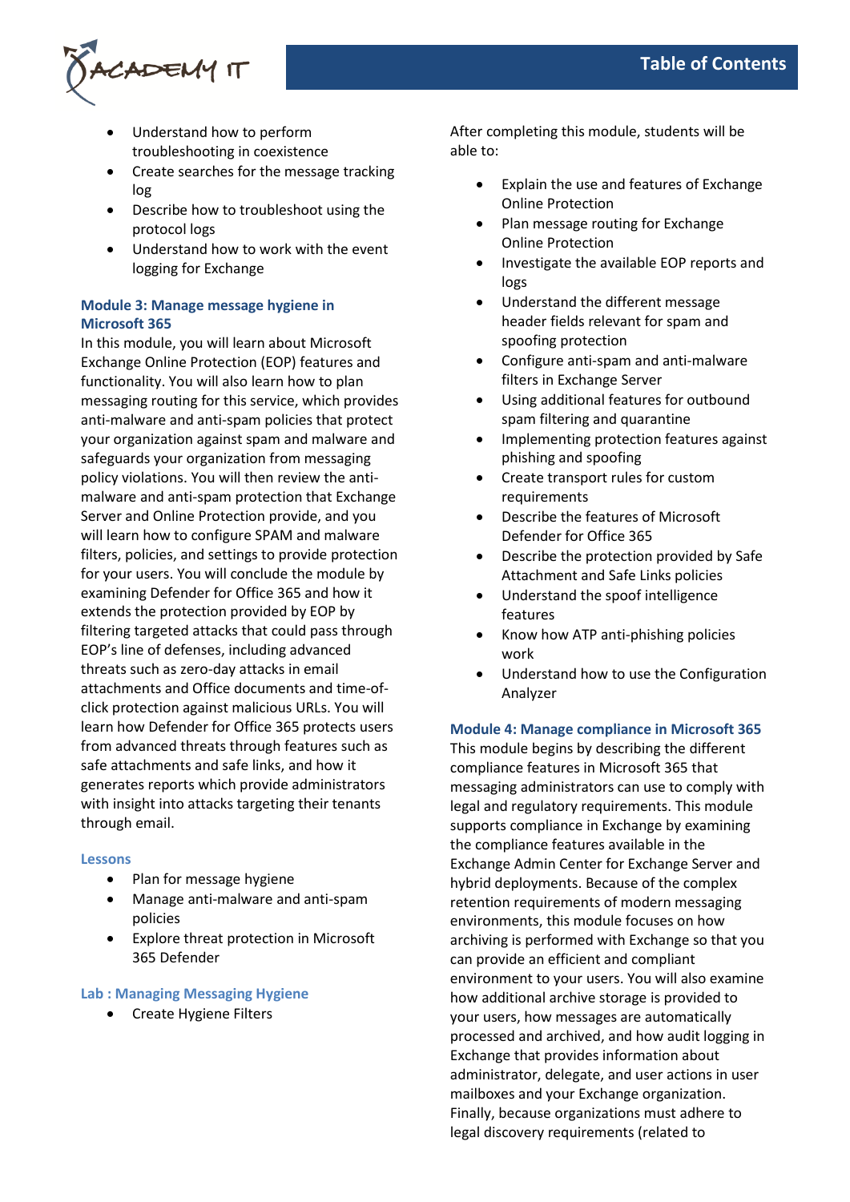- Understand how to perform troubleshooting in coexistence
- Create searches for the message tracking log
- Describe how to troubleshoot using the protocol logs
- Understand how to work with the event logging for Exchange

### Module 3: Manage message hygiene in Microsoft 365

In this module, you will learn about Microsoft Exchange Online Protection (EOP) features and functionality. You will also learn how to plan messaging routing for this service, which provides anti-malware and anti-spam policies that protect your organization against spam and malware and safeguards your organization from messaging policy violations. You will then review the anti-malware and anti-spam protection that Exchange Server and Online Protection provide, and you will learn how to configure SPAM and malware filters, policies, and settings to provide protection for your users. You will conclude the module by examining Defender for Office 365 and how it extends the protection provided by EOP by filtering targeted attacks that could pass through EOP's line of defenses, including advanced threats such as zero-day attacks in email attachments and Office documents and time-of-click protection against malicious URLs. You will learn how Defender for Office 365 protects users from advanced threats through features such as safe attachments and safe links, and how it generates reports which provide administrators with insight into attacks targeting their tenants through email.

#### Lessons

- Plan for message hygiene
- Manage anti-malware and anti-spam policies
- Explore threat protection in Microsoft 365 Defender

#### Lab : Managing Messaging Hygiene

- Create Hygiene Filters

After completing this module, students will be able to:

- Explain the use and features of Exchange Online Protection
- Plan message routing for Exchange Online Protection
- Investigate the available EOP reports and logs
- Understand the different message header fields relevant for spam and spoofing protection
- Configure anti-spam and anti-malware filters in Exchange Server
- Using additional features for outbound spam filtering and quarantine
- Implementing protection features against phishing and spoofing
- Create transport rules for custom requirements
- Describe the features of Microsoft Defender for Office 365
- Describe the protection provided by Safe Attachment and Safe Links policies
- Understand the spoof intelligence features
- Know how ATP anti-phishing policies work
- Understand how to use the Configuration Analyzer

### Module 4: Manage compliance in Microsoft 365

This module begins by describing the different compliance features in Microsoft 365 that messaging administrators can use to comply with legal and regulatory requirements. This module supports compliance in Exchange by examining the compliance features available in the Exchange Admin Center for Exchange Server and hybrid deployments. Because of the complex retention requirements of modern messaging environments, this module focuses on how archiving is performed with Exchange so that you can provide an efficient and compliant environment to your users. You will also examine how additional archive storage is provided to your users, how messages are automatically processed and archived, and how audit logging in Exchange that provides information about administrator, delegate, and user actions in user mailboxes and your Exchange organization. Finally, because organizations must adhere to legal discovery requirements (related to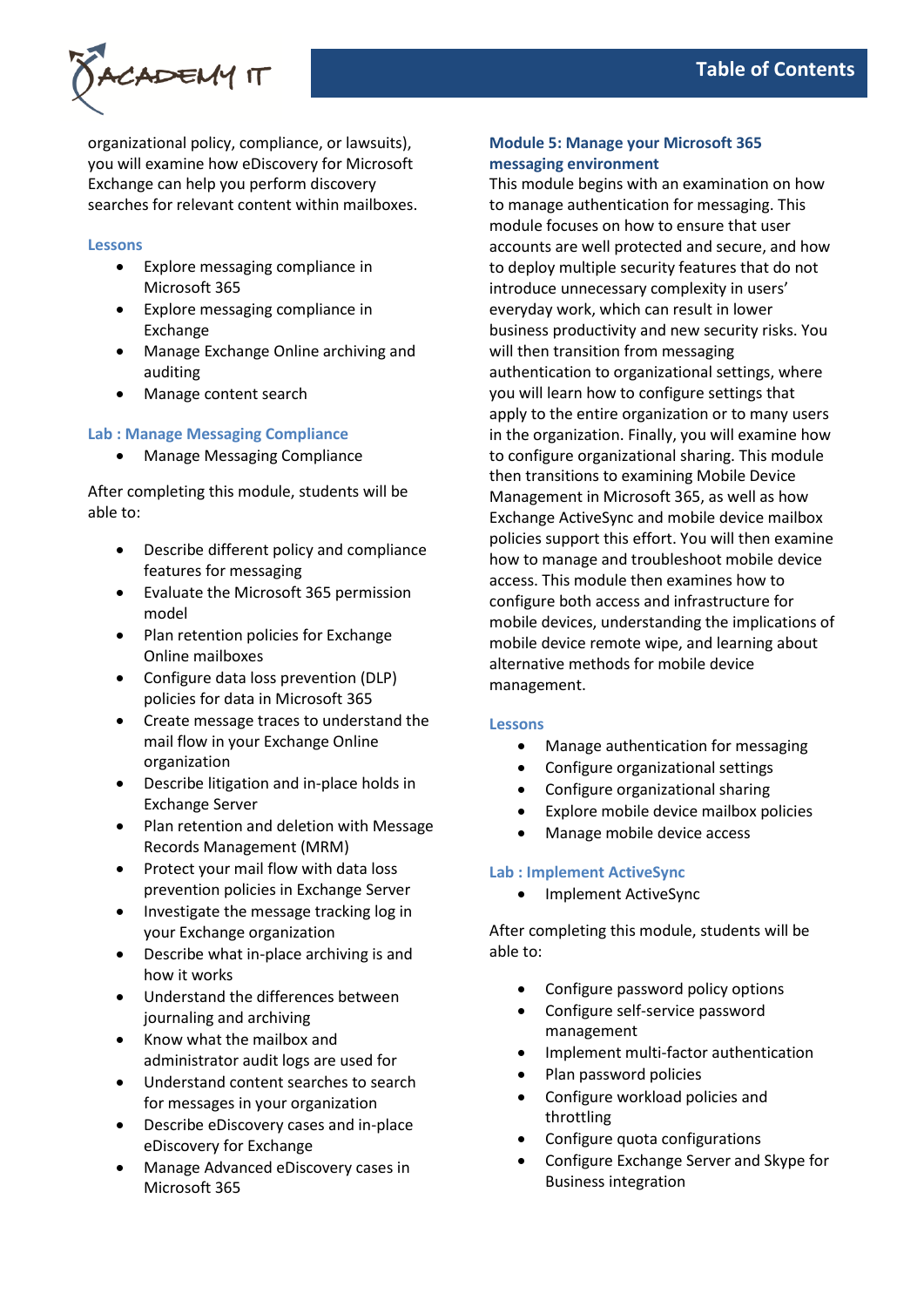organizational policy, compliance, or lawsuits), you will examine how eDiscovery for Microsoft Exchange can help you perform discovery searches for relevant content within mailboxes.

### Lessons

- Explore messaging compliance in Microsoft 365
- Explore messaging compliance in Exchange
- Manage Exchange Online archiving and auditing
- Manage content search

### Lab : Manage Messaging Compliance

- Manage Messaging Compliance

After completing this module, students will be able to:

- Describe different policy and compliance features for messaging
- Evaluate the Microsoft 365 permission model
- Plan retention policies for Exchange Online mailboxes
- Configure data loss prevention (DLP) policies for data in Microsoft 365
- Create message traces to understand the mail flow in your Exchange Online organization
- Describe litigation and in-place holds in Exchange Server
- Plan retention and deletion with Message Records Management (MRM)
- Protect your mail flow with data loss prevention policies in Exchange Server
- Investigate the message tracking log in your Exchange organization
- Describe what in-place archiving is and how it works
- Understand the differences between journaling and archiving
- Know what the mailbox and administrator audit logs are used for
- Understand content searches to search for messages in your organization
- Describe eDiscovery cases and in-place eDiscovery for Exchange
- Manage Advanced eDiscovery cases in Microsoft 365

## Module 5: Manage your Microsoft 365 messaging environment

This module begins with an examination on how to manage authentication for messaging. This module focuses on how to ensure that user accounts are well protected and secure, and how to deploy multiple security features that do not introduce unnecessary complexity in users' everyday work, which can result in lower business productivity and new security risks. You will then transition from messaging authentication to organizational settings, where you will learn how to configure settings that apply to the entire organization or to many users in the organization. Finally, you will examine how to configure organizational sharing. This module then transitions to examining Mobile Device Management in Microsoft 365, as well as how Exchange ActiveSync and mobile device mailbox policies support this effort. You will then examine how to manage and troubleshoot mobile device access. This module then examines how to configure both access and infrastructure for mobile devices, understanding the implications of mobile device remote wipe, and learning about alternative methods for mobile device management.

### Lessons

- Manage authentication for messaging
- Configure organizational settings
- Configure organizational sharing
- Explore mobile device mailbox policies
- Manage mobile device access

### Lab : Implement ActiveSync

- Implement ActiveSync

After completing this module, students will be able to:

- Configure password policy options
- Configure self-service password management
- Implement multi-factor authentication
- Plan password policies
- Configure workload policies and throttling
- Configure quota configurations
- Configure Exchange Server and Skype for Business integration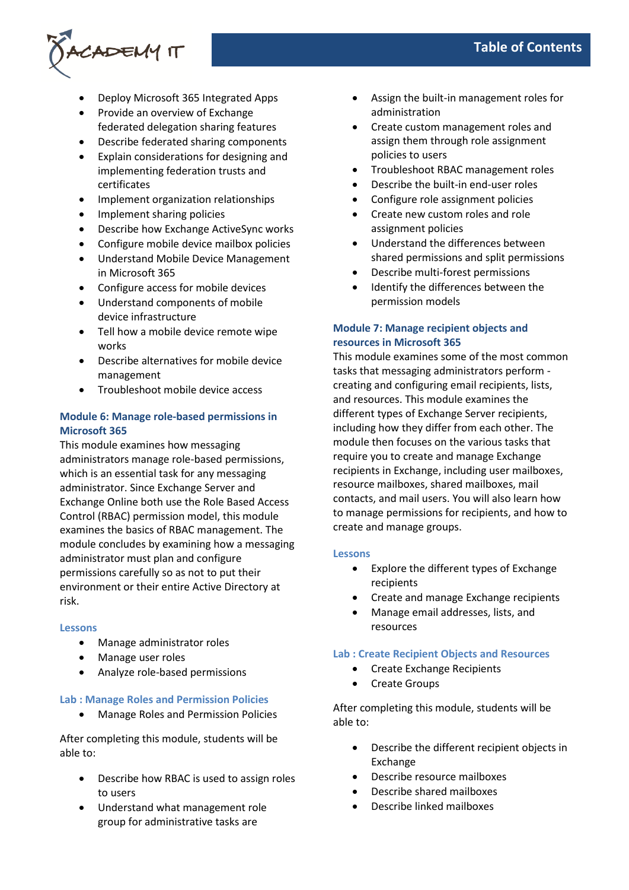- Deploy Microsoft 365 Integrated Apps
- Provide an overview of Exchange federated delegation sharing features
- Describe federated sharing components
- Explain considerations for designing and implementing federation trusts and certificates
- Implement organization relationships
- Implement sharing policies
- Describe how Exchange ActiveSync works
- Configure mobile device mailbox policies
- Understand Mobile Device Management in Microsoft 365
- Configure access for mobile devices
- Understand components of mobile device infrastructure
- Tell how a mobile device remote wipe works
- Describe alternatives for mobile device management
- Troubleshoot mobile device access

## Module 6: Manage role-based permissions in Microsoft 365

This module examines how messaging administrators manage role-based permissions, which is an essential task for any messaging administrator. Since Exchange Server and Exchange Online both use the Role Based Access Control (RBAC) permission model, this module examines the basics of RBAC management. The module concludes by examining how a messaging administrator must plan and configure permissions carefully so as not to put their environment or their entire Active Directory at risk.

### Lessons

- Manage administrator roles
- Manage user roles
- Analyze role-based permissions

### Lab : Manage Roles and Permission Policies

- Manage Roles and Permission Policies

After completing this module, students will be able to:

- Describe how RBAC is used to assign roles to users
- Understand what management role group for administrative tasks are
- Assign the built-in management roles for administration
- Create custom management roles and assign them through role assignment policies to users
- Troubleshoot RBAC management roles
- Describe the built-in end-user roles
- Configure role assignment policies
- Create new custom roles and role assignment policies
- Understand the differences between shared permissions and split permissions
- Describe multi-forest permissions
- Identify the differences between the permission models

## Module 7: Manage recipient objects and resources in Microsoft 365

This module examines some of the most common tasks that messaging administrators perform - creating and configuring email recipients, lists, and resources. This module examines the different types of Exchange Server recipients, including how they differ from each other. The module then focuses on the various tasks that require you to create and manage Exchange recipients in Exchange, including user mailboxes, resource mailboxes, shared mailboxes, mail contacts, and mail users. You will also learn how to manage permissions for recipients, and how to create and manage groups.

### Lessons

- Explore the different types of Exchange recipients
- Create and manage Exchange recipients
- Manage email addresses, lists, and resources

### Lab : Create Recipient Objects and Resources

- Create Exchange Recipients
- Create Groups

After completing this module, students will be able to:

- Describe the different recipient objects in Exchange
- Describe resource mailboxes
- Describe shared mailboxes
- Describe linked mailboxes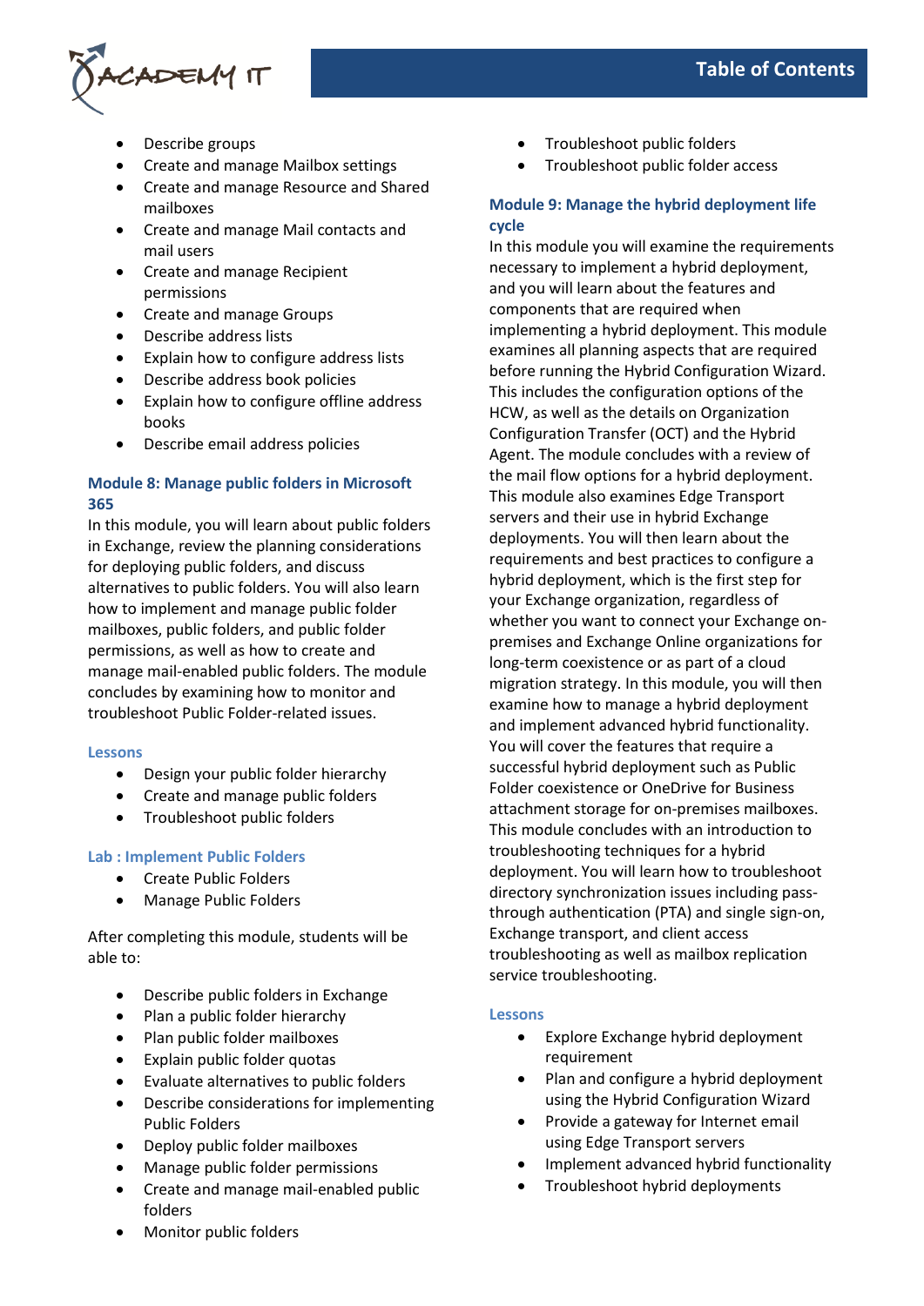- Describe groups
- Create and manage Mailbox settings
- Create and manage Resource and Shared mailboxes
- Create and manage Mail contacts and mail users
- Create and manage Recipient permissions
- Create and manage Groups
- Describe address lists
- Explain how to configure address lists
- Describe address book policies
- Explain how to configure offline address books
- Describe email address policies

### Module 8: Manage public folders in Microsoft 365

In this module, you will learn about public folders in Exchange, review the planning considerations for deploying public folders, and discuss alternatives to public folders. You will also learn how to implement and manage public folder mailboxes, public folders, and public folder permissions, as well as how to create and manage mail-enabled public folders. The module concludes by examining how to monitor and troubleshoot Public Folder-related issues.

#### Lessons

- Design your public folder hierarchy
- Create and manage public folders
- Troubleshoot public folders

#### Lab : Implement Public Folders

- Create Public Folders
- Manage Public Folders

After completing this module, students will be able to:

- Describe public folders in Exchange
- Plan a public folder hierarchy
- Plan public folder mailboxes
- Explain public folder quotas
- Evaluate alternatives to public folders
- Describe considerations for implementing Public Folders
- Deploy public folder mailboxes
- Manage public folder permissions
- Create and manage mail-enabled public folders
- Monitor public folders
- Troubleshoot public folders
- Troubleshoot public folder access

### Module 9: Manage the hybrid deployment life cycle

In this module you will examine the requirements necessary to implement a hybrid deployment, and you will learn about the features and components that are required when implementing a hybrid deployment. This module examines all planning aspects that are required before running the Hybrid Configuration Wizard. This includes the configuration options of the HCW, as well as the details on Organization Configuration Transfer (OCT) and the Hybrid Agent. The module concludes with a review of the mail flow options for a hybrid deployment. This module also examines Edge Transport servers and their use in hybrid Exchange deployments. You will then learn about the requirements and best practices to configure a hybrid deployment, which is the first step for your Exchange organization, regardless of whether you want to connect your Exchange on-premises and Exchange Online organizations for long-term coexistence or as part of a cloud migration strategy. In this module, you will then examine how to manage a hybrid deployment and implement advanced hybrid functionality. You will cover the features that require a successful hybrid deployment such as Public Folder coexistence or OneDrive for Business attachment storage for on-premises mailboxes. This module concludes with an introduction to troubleshooting techniques for a hybrid deployment. You will learn how to troubleshoot directory synchronization issues including pass-through authentication (PTA) and single sign-on, Exchange transport, and client access troubleshooting as well as mailbox replication service troubleshooting.

#### Lessons

- Explore Exchange hybrid deployment requirement
- Plan and configure a hybrid deployment using the Hybrid Configuration Wizard
- Provide a gateway for Internet email using Edge Transport servers
- Implement advanced hybrid functionality
- Troubleshoot hybrid deployments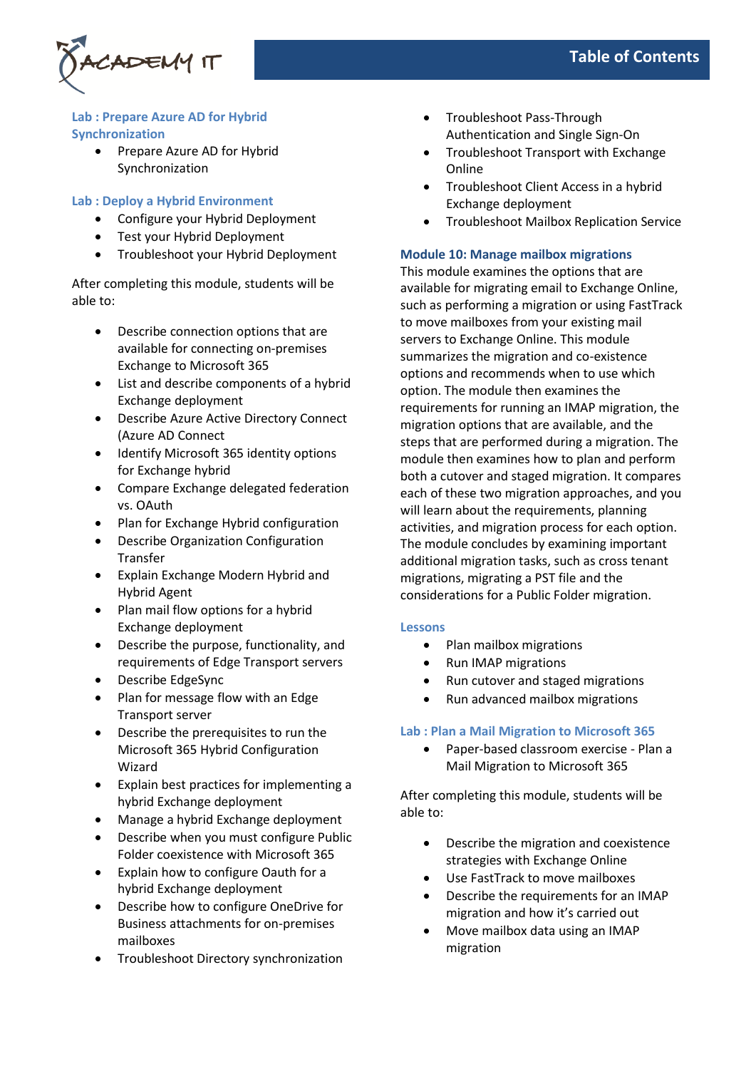### Lab : Prepare Azure AD for Hybrid Synchronization

- Prepare Azure AD for Hybrid Synchronization

### Lab : Deploy a Hybrid Environment

- Configure your Hybrid Deployment
- Test your Hybrid Deployment
- Troubleshoot your Hybrid Deployment

After completing this module, students will be able to:

- Describe connection options that are available for connecting on-premises Exchange to Microsoft 365
- List and describe components of a hybrid Exchange deployment
- Describe Azure Active Directory Connect (Azure AD Connect
- Identify Microsoft 365 identity options for Exchange hybrid
- Compare Exchange delegated federation vs. OAuth
- Plan for Exchange Hybrid configuration
- Describe Organization Configuration Transfer
- Explain Exchange Modern Hybrid and Hybrid Agent
- Plan mail flow options for a hybrid Exchange deployment
- Describe the purpose, functionality, and requirements of Edge Transport servers
- Describe EdgeSync
- Plan for message flow with an Edge Transport server
- Describe the prerequisites to run the Microsoft 365 Hybrid Configuration Wizard
- Explain best practices for implementing a hybrid Exchange deployment
- Manage a hybrid Exchange deployment
- Describe when you must configure Public Folder coexistence with Microsoft 365
- Explain how to configure Oauth for a hybrid Exchange deployment
- Describe how to configure OneDrive for Business attachments for on-premises mailboxes
- Troubleshoot Directory synchronization
- Troubleshoot Pass-Through Authentication and Single Sign-On
- Troubleshoot Transport with Exchange Online
- Troubleshoot Client Access in a hybrid Exchange deployment
- Troubleshoot Mailbox Replication Service

### Module 10: Manage mailbox migrations

This module examines the options that are available for migrating email to Exchange Online, such as performing a migration or using FastTrack to move mailboxes from your existing mail servers to Exchange Online. This module summarizes the migration and co-existence options and recommends when to use which option. The module then examines the requirements for running an IMAP migration, the migration options that are available, and the steps that are performed during a migration. The module then examines how to plan and perform both a cutover and staged migration. It compares each of these two migration approaches, and you will learn about the requirements, planning activities, and migration process for each option. The module concludes by examining important additional migration tasks, such as cross tenant migrations, migrating a PST file and the considerations for a Public Folder migration.

### Lessons

- Plan mailbox migrations
- Run IMAP migrations
- Run cutover and staged migrations
- Run advanced mailbox migrations

### Lab : Plan a Mail Migration to Microsoft 365

- Paper-based classroom exercise - Plan a Mail Migration to Microsoft 365

After completing this module, students will be able to:

- Describe the migration and coexistence strategies with Exchange Online
- Use FastTrack to move mailboxes
- Describe the requirements for an IMAP migration and how it's carried out
- Move mailbox data using an IMAP migration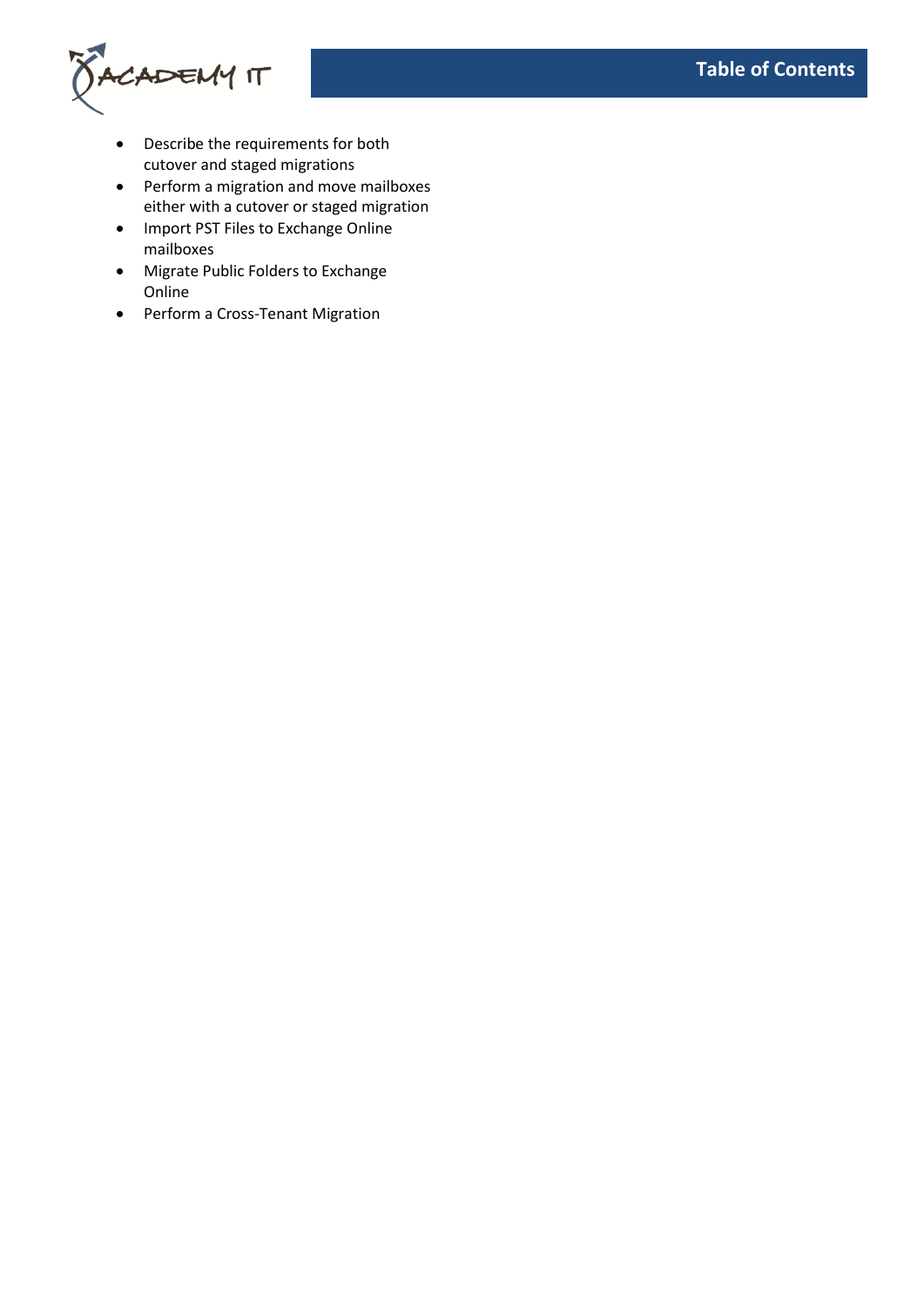- Describe the requirements for both cutover and staged migrations
- Perform a migration and move mailboxes either with a cutover or staged migration
- Import PST Files to Exchange Online mailboxes
- Migrate Public Folders to Exchange Online
- Perform a Cross-Tenant Migration